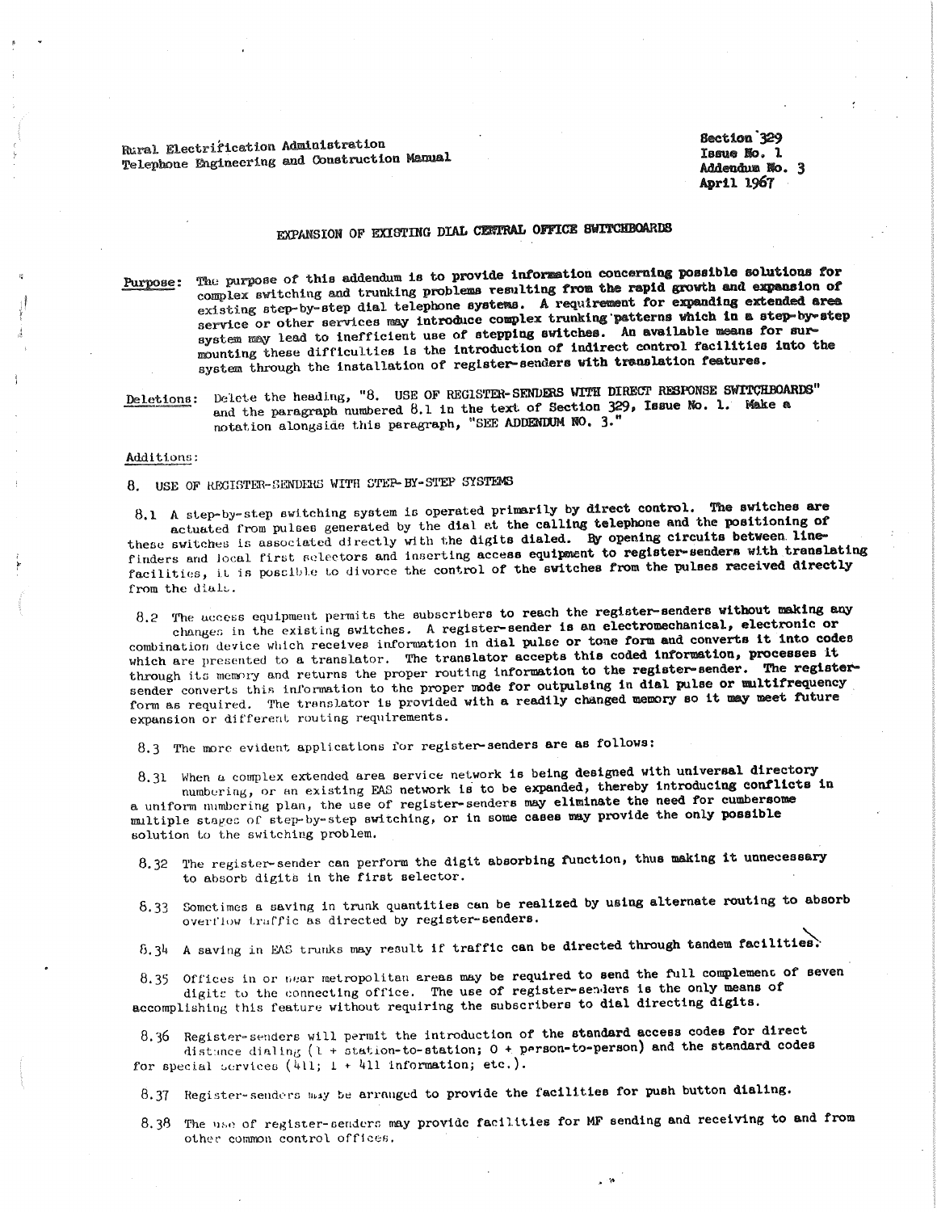Rural Electrification Administration
Telephone Engineering and Construction Manual

Section 329
Issue No. 1
Addendum No. 3
April 1967

# EXPANSION OF EXISTING DIAL CENTRAL OFFICE SWITCHBOARDS

Purpose: The purpose of this addendum is to provide information concerning possible solutions for complex switching and trunking problems resulting from the rapid growth and expansion of existing step-by-step dial telephone systems. A requirement for expanding extended area service or other services may introduce complex trunking patterns which in a step-by-step system may lead to inefficient use of stepping switches. An available means for surmounting these difficulties is the introduction of indirect control facilities into the system through the installation of register-senders with translation features.

Deletions: Delete the heading, "8. USE OF REGISTER-SENDERS WITH DIRECT RESPONSE SWITCHBOARDS" and the paragraph numbered 8.1 in the text of Section 329, Issue No. 1. Make a notation alongside this paragraph, "SEE ADDENDUM NO. 3."

Additions:

## 8. USE OF REGISTER-SENDERS WITH STEP-BY-STEP SYSTEMS

8.1 A step-by-step switching system is operated primarily by direct control. The switches are actuated from pulses generated by the dial at the calling telephone and the positioning of these switches is associated directly with the digits dialed. By opening circuits between line-finders and local first selectors and inserting access equipment to register-senders with translating facilities, it is possible to divorce the control of the switches from the pulses received directly from the dials.

8.2 The access equipment permits the subscribers to reach the register-senders without making any changes in the existing switches. A register-sender is an electromechanical, electronic or combination device which receives information in dial pulse or tone form and converts it into codes which are presented to a translator. The translator accepts this coded information, processes it through its memory and returns the proper routing information to the register-sender. The register-sender converts this information to the proper mode for outpulsing in dial pulse or multifrequency form as required. The translator is provided with a readily changed memory so it may meet future expansion or different routing requirements.

8.3 The more evident applications for register-senders are as follows:

8.31 When a complex extended area service network is being designed with universal directory numbering, or an existing EAS network is to be expanded, thereby introducing conflicts in a uniform numbering plan, the use of register-senders may eliminate the need for cumbersome multiple stages of step-by-step switching, or in some cases may provide the only possible solution to the switching problem.

8.32 The register-sender can perform the digit absorbing function, thus making it unnecessary to absorb digits in the first selector.

8.33 Sometimes a saving in trunk quantities can be realized by using alternate routing to absorb overflow traffic as directed by register-senders.

8.34 A saving in EAS trunks may result if traffic can be directed through tandem facilities.

8.35 Offices in or near metropolitan areas may be required to send the full complement of seven digits to the connecting office. The use of register-senders is the only means of accomplishing this feature without requiring the subscribers to dial directing digits.

8.36 Register-senders will permit the introduction of the standard access codes for direct distance dialing (1 + station-to-station; 0 + person-to-person) and the standard codes for special services (411; 1 + 411 information; etc.).

8.37 Register-senders may be arranged to provide the facilities for push button dialing.

8.38 The use of register-senders may provide facilities for MF sending and receiving to and from other common control offices.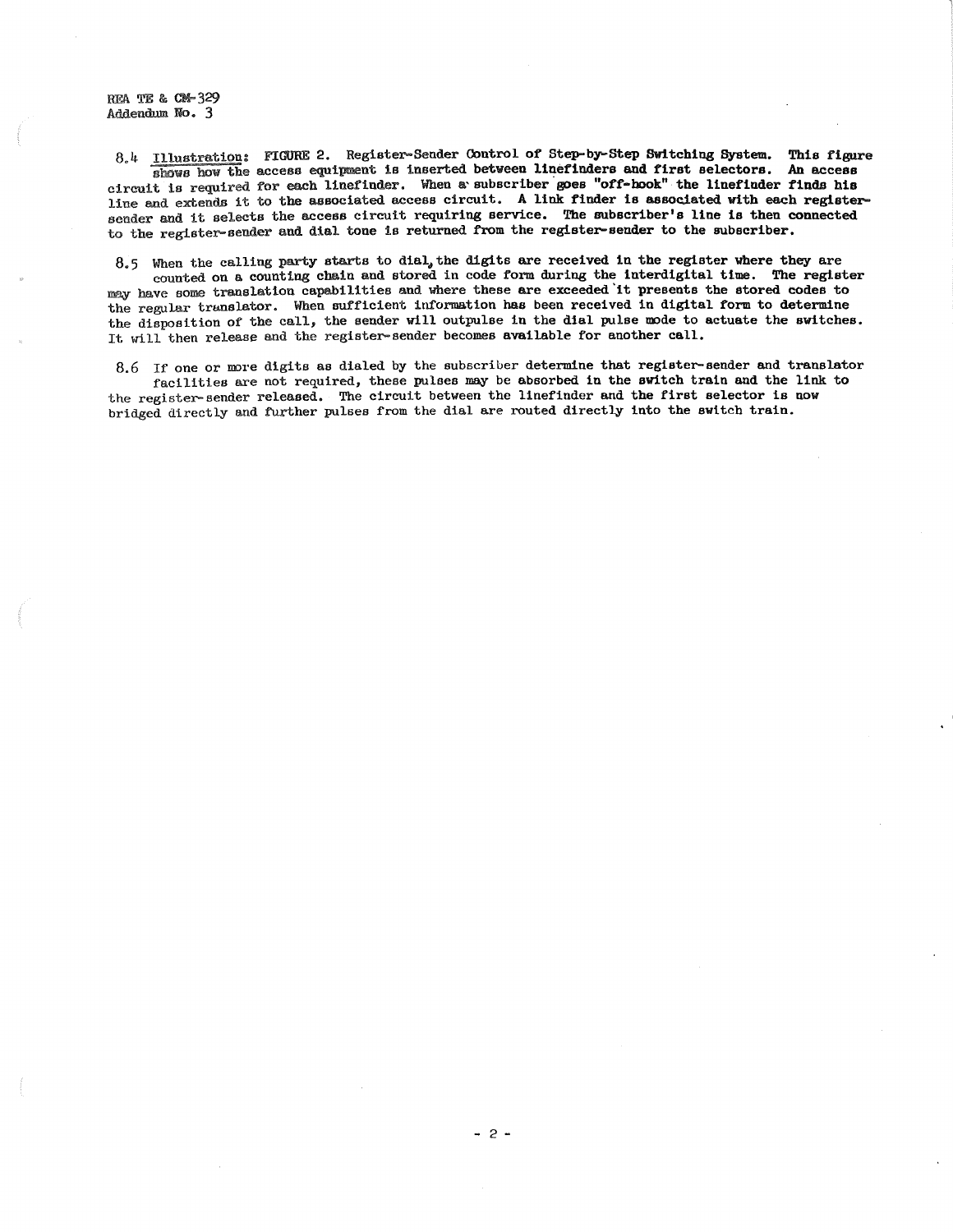8.4 Illustration: FIGURE 2. Register-Sender Control of Step-by-Step Switching System. This figure shows how the access equipment is inserted between linefinders and first selectors. An access circuit is required for each linefinder. When a subscriber goes "off-hook" the linefinder finds his line and extends it to the associated access circuit. A link finder is associated with each register-sender and it selects the access circuit requiring service. The subscriber's line is then connected to the register-sender and dial tone is returned from the register-sender to the subscriber.

8.5 When the calling party starts to dial, the digits are received in the register where they are counted on a counting chain and stored in code form during the interdigital time. The register may have some translation capabilities and where these are exceeded it presents the stored codes to the regular translator. When sufficient information has been received in digital form to determine the disposition of the call, the sender will outpulse in the dial pulse mode to actuate the switches. It will then release and the register-sender becomes available for another call.

8.6 If one or more digits as dialed by the subscriber determine that register-sender and translator facilities are not required, these pulses may be absorbed in the switch train and the link to the register-sender released. The circuit between the linefinder and the first selector is now bridged directly and further pulses from the dial are routed directly into the switch train.